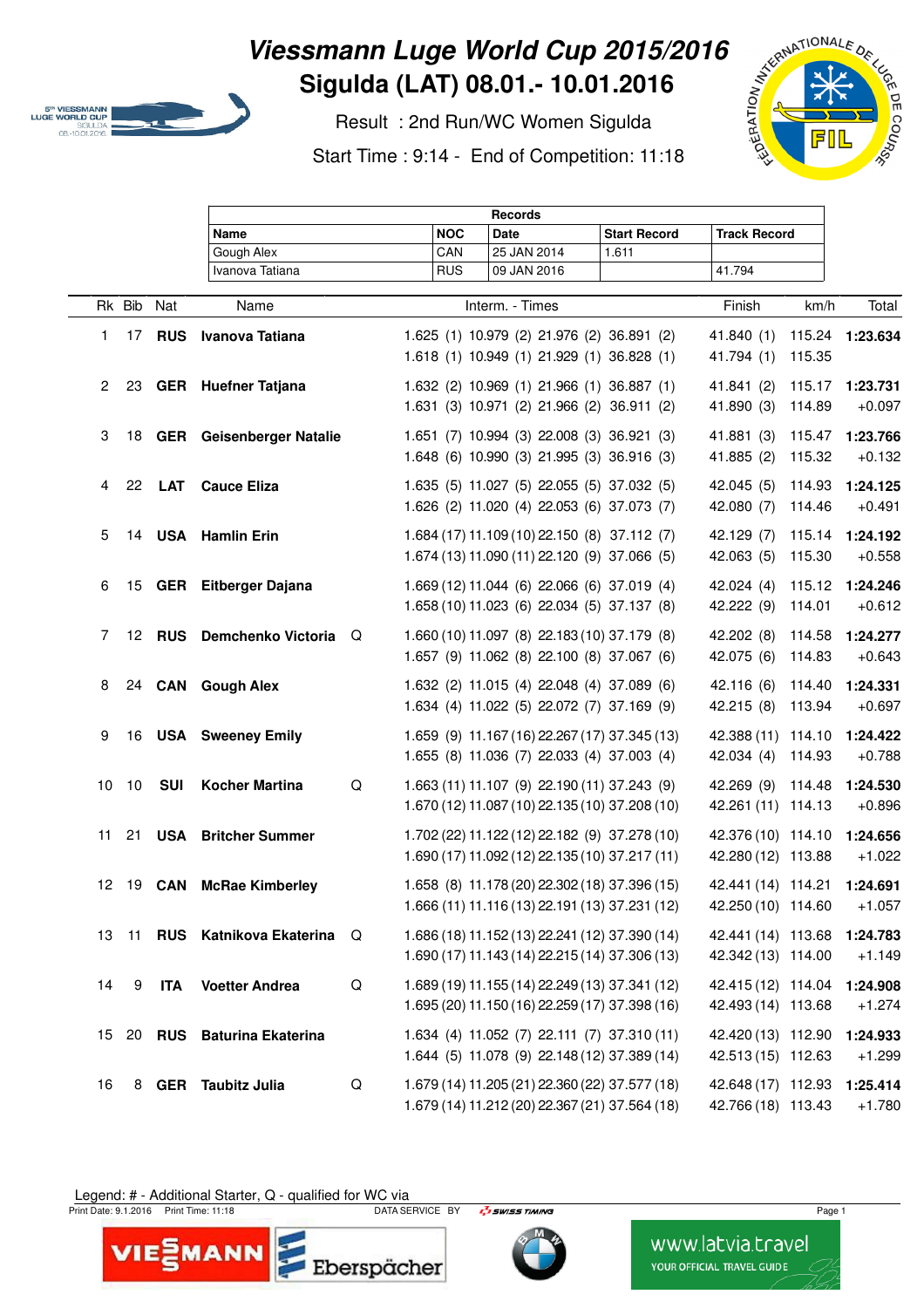# Viessmann Luge World Cup 2015/2016

## Sigulda (LAT) 08.01.- 10.01.2016

Result : 2nd Run/WC Women Sigulda

Start Time : 9:14 - End of Competition: 11:18

| Records | | | | |
|---|---|---|---|---|
| **Name** | **NOC** | **Date** | **Start Record** | **Track Record** |
| Gough Alex | CAN | 25 JAN 2014 | 1.611 | |
| Ivanova Tatiana | RUS | 09 JAN 2016 | | 41.794 |

| Rk | Bib | Nat | Name | | Interm. - Times | Finish | km/h | Total |
|---|---|---|---|---|---|---|---|---|
| 1 | 17 | **RUS** | **Ivanova Tatiana** | | 1.625 (1) 10.979 (2) 21.976 (2) 36.891 (2)<br>1.618 (1) 10.949 (1) 21.929 (1) 36.828 (1) | 41.840 (1)<br>41.794 (1) | 115.24<br>115.35 | **1:23.634** |
| 2 | 23 | **GER** | **Huefner Tatjana** | | 1.632 (2) 10.969 (1) 21.966 (1) 36.887 (1)<br>1.631 (3) 10.971 (2) 21.966 (2) 36.911 (2) | 41.841 (2)<br>41.890 (3) | 115.17<br>114.89 | **1:23.731**<br>+0.097 |
| 3 | 18 | **GER** | **Geisenberger Natalie** | | 1.651 (7) 10.994 (3) 22.008 (3) 36.921 (3)<br>1.648 (6) 10.990 (3) 21.995 (3) 36.916 (3) | 41.881 (3)<br>41.885 (2) | 115.47<br>115.32 | **1:23.766**<br>+0.132 |
| 4 | 22 | **LAT** | **Cauce Eliza** | | 1.635 (5) 11.027 (5) 22.055 (5) 37.032 (5)<br>1.626 (2) 11.020 (4) 22.053 (6) 37.073 (7) | 42.045 (5)<br>42.080 (7) | 114.93<br>114.46 | **1:24.125**<br>+0.491 |
| 5 | 14 | **USA** | **Hamlin Erin** | | 1.684 (17) 11.109 (10) 22.150 (8) 37.112 (7)<br>1.674 (13) 11.090 (11) 22.120 (9) 37.066 (5) | 42.129 (7)<br>42.063 (5) | 115.14<br>115.30 | **1:24.192**<br>+0.558 |
| 6 | 15 | **GER** | **Eitberger Dajana** | | 1.669 (12) 11.044 (6) 22.066 (6) 37.019 (4)<br>1.658 (10) 11.023 (6) 22.034 (5) 37.137 (8) | 42.024 (4)<br>42.222 (9) | 115.12<br>114.01 | **1:24.246**<br>+0.612 |
| 7 | 12 | **RUS** | **Demchenko Victoria** | Q | 1.660 (10) 11.097 (8) 22.183 (10) 37.179 (8)<br>1.657 (9) 11.062 (8) 22.100 (8) 37.067 (6) | 42.202 (8)<br>42.075 (6) | 114.58<br>114.83 | **1:24.277**<br>+0.643 |
| 8 | 24 | **CAN** | **Gough Alex** | | 1.632 (2) 11.015 (4) 22.048 (4) 37.089 (6)<br>1.634 (4) 11.022 (5) 22.072 (7) 37.169 (9) | 42.116 (6)<br>42.215 (8) | 114.40<br>113.94 | **1:24.331**<br>+0.697 |
| 9 | 16 | **USA** | **Sweeney Emily** | | 1.659 (9) 11.167 (16) 22.267 (17) 37.345 (13)<br>1.655 (8) 11.036 (7) 22.033 (4) 37.003 (4) | 42.388 (11)<br>42.034 (4) | 114.10<br>114.93 | **1:24.422**<br>+0.788 |
| 10 | 10 | **SUI** | **Kocher Martina** | Q | 1.663 (11) 11.107 (9) 22.190 (11) 37.243 (9)<br>1.670 (12) 11.087 (10) 22.135 (10) 37.208 (10) | 42.269 (9)<br>42.261 (11) | 114.48<br>114.13 | **1:24.530**<br>+0.896 |
| 11 | 21 | **USA** | **Britcher Summer** | | 1.702 (22) 11.122 (12) 22.182 (9) 37.278 (10)<br>1.690 (17) 11.092 (12) 22.135 (10) 37.217 (11) | 42.376 (10)<br>42.280 (12) | 114.10<br>113.88 | **1:24.656**<br>+1.022 |
| 12 | 19 | **CAN** | **McRae Kimberley** | | 1.658 (8) 11.178 (20) 22.302 (18) 37.396 (15)<br>1.666 (11) 11.116 (13) 22.191 (13) 37.231 (12) | 42.441 (14)<br>42.250 (10) | 114.21<br>114.60 | **1:24.691**<br>+1.057 |
| 13 | 11 | **RUS** | **Katnikova Ekaterina** | Q | 1.686 (18) 11.152 (13) 22.241 (12) 37.390 (14)<br>1.690 (17) 11.143 (14) 22.215 (14) 37.306 (13) | 42.441 (14)<br>42.342 (13) | 113.68<br>114.00 | **1:24.783**<br>+1.149 |
| 14 | 9 | **ITA** | **Voetter Andrea** | Q | 1.689 (19) 11.155 (14) 22.249 (13) 37.341 (12)<br>1.695 (20) 11.150 (16) 22.259 (17) 37.398 (16) | 42.415 (12)<br>42.493 (14) | 114.04<br>113.68 | **1:24.908**<br>+1.274 |
| 15 | 20 | **RUS** | **Baturina Ekaterina** | | 1.634 (4) 11.052 (7) 22.111 (7) 37.310 (11)<br>1.644 (5) 11.078 (9) 22.148 (12) 37.389 (14) | 42.420 (13)<br>42.513 (15) | 112.90<br>112.63 | **1:24.933**<br>+1.299 |
| 16 | 8 | **GER** | **Taubitz Julia** | Q | 1.679 (14) 11.205 (21) 22.360 (22) 37.577 (18)<br>1.679 (14) 11.212 (20) 22.367 (21) 37.564 (18) | 42.648 (17)<br>42.766 (18) | 112.93<br>113.43 | **1:25.414**<br>+1.780 |

Legend: # - Additional Starter, Q - qualified for WC via

Print Date: 9.1.2016 Print Time: 11:18 DATA SERVICE BY SWISS TIMING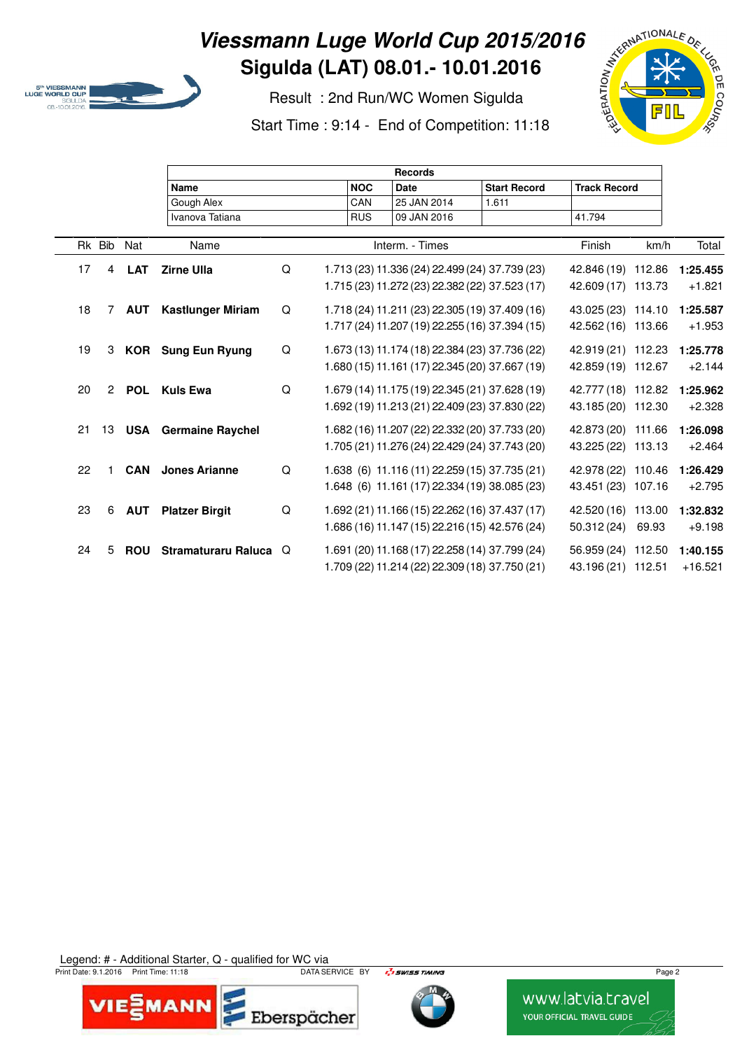# Viessmann Luge World Cup 2015/2016

## Sigulda (LAT) 08.01.- 10.01.2016

Result : 2nd Run/WC Women Sigulda

Start Time : 9:14 - End of Competition: 11:18

| Records | | | | |
|---|---|---|---|---|
| **Name** | **NOC** | **Date** | **Start Record** | **Track Record** |
| Gough Alex | CAN | 25 JAN 2014 | 1.611 | |
| Ivanova Tatiana | RUS | 09 JAN 2016 | | 41.794 |

| Rk | Bib | Nat | Name | | Interm. - Times | Finish | km/h | Total |
|---|---|---|---|---|---|---|---|---|
| 17 | 4 | **LAT** | **Zirne Ulla** | Q | 1.713 (23) 11.336 (24) 22.499 (24) 37.739 (23) | 42.846 (19) | 112.86 | **1:25.455** |
| | | | | | 1.715 (23) 11.272 (23) 22.382 (22) 37.523 (17) | 42.609 (17) | 113.73 | +1.821 |
| 18 | 7 | **AUT** | **Kastlunger Miriam** | Q | 1.718 (24) 11.211 (23) 22.305 (19) 37.409 (16) | 43.025 (23) | 114.10 | **1:25.587** |
| | | | | | 1.717 (24) 11.207 (19) 22.255 (16) 37.394 (15) | 42.562 (16) | 113.66 | +1.953 |
| 19 | 3 | **KOR** | **Sung Eun Ryung** | Q | 1.673 (13) 11.174 (18) 22.384 (23) 37.736 (22) | 42.919 (21) | 112.23 | **1:25.778** |
| | | | | | 1.680 (15) 11.161 (17) 22.345 (20) 37.667 (19) | 42.859 (19) | 112.67 | +2.144 |
| 20 | 2 | **POL** | **Kuls Ewa** | Q | 1.679 (14) 11.175 (19) 22.345 (21) 37.628 (19) | 42.777 (18) | 112.82 | **1:25.962** |
| | | | | | 1.692 (19) 11.213 (21) 22.409 (23) 37.830 (22) | 43.185 (20) | 112.30 | +2.328 |
| 21 | 13 | **USA** | **Germaine Raychel** | | 1.682 (16) 11.207 (22) 22.332 (20) 37.733 (20) | 42.873 (20) | 111.66 | **1:26.098** |
| | | | | | 1.705 (21) 11.276 (24) 22.429 (24) 37.743 (20) | 43.225 (22) | 113.13 | +2.464 |
| 22 | 1 | **CAN** | **Jones Arianne** | Q | 1.638 (6) 11.116 (11) 22.259 (15) 37.735 (21) | 42.978 (22) | 110.46 | **1:26.429** |
| | | | | | 1.648 (6) 11.161 (17) 22.334 (19) 38.085 (23) | 43.451 (23) | 107.16 | +2.795 |
| 23 | 6 | **AUT** | **Platzer Birgit** | Q | 1.692 (21) 11.166 (15) 22.262 (16) 37.437 (17) | 42.520 (16) | 113.00 | **1:32.832** |
| | | | | | 1.686 (16) 11.147 (15) 22.216 (15) 42.576 (24) | 50.312 (24) | 69.93 | +9.198 |
| 24 | 5 | **ROU** | **Stramaturaru Raluca** | Q | 1.691 (20) 11.168 (17) 22.258 (14) 37.799 (24) | 56.959 (24) | 112.50 | **1:40.155** |
| | | | | | 1.709 (22) 11.214 (22) 22.309 (18) 37.750 (21) | 43.196 (21) | 112.51 | +16.521 |

Legend: # - Additional Starter, Q - qualified for WC via

Print Date: 9.1.2016 Print Time: 11:18 DATA SERVICE BY SWISS TIMING